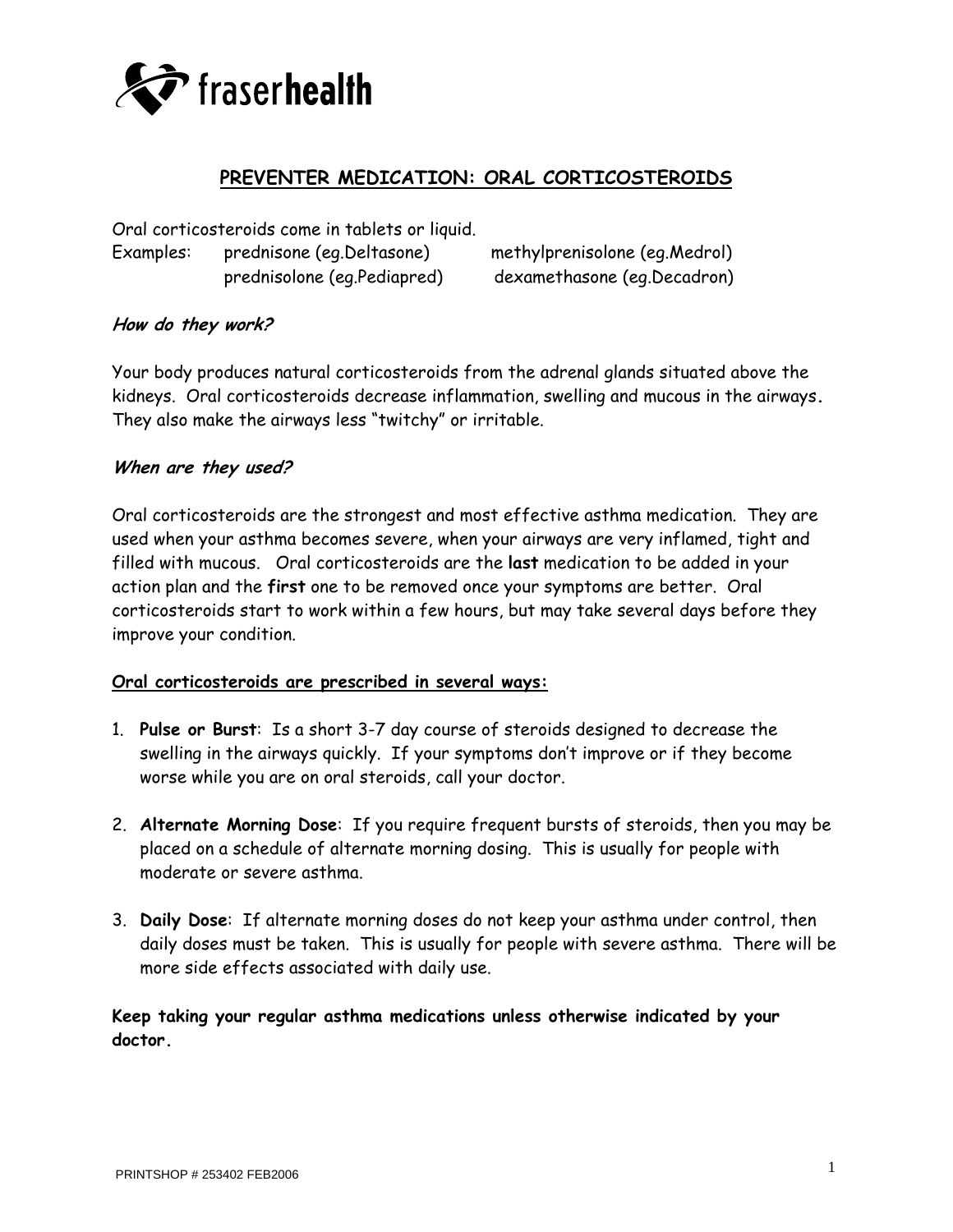fraserhealth

## PREVENTER MEDICATION: ORAL CORTICOSTEROIDS

Oral corticosteroids come in tablets or liquid.

Examples: prednisone (eg.Deltasone) methylprenisolone (eg.Medrol)
prednisolone (eg.Pediapred) dexamethasone (eg.Decadron)

### *How do they work?*

Your body produces natural corticosteroids from the adrenal glands situated above the kidneys. Oral corticosteroids decrease inflammation, swelling and mucous in the airways. They also make the airways less "twitchy" or irritable.

### *When are they used?*

Oral corticosteroids are the strongest and most effective asthma medication. They are used when your asthma becomes severe, when your airways are very inflamed, tight and filled with mucous. Oral corticosteroids are the **last** medication to be added in your action plan and the **first** one to be removed once your symptoms are better. Oral corticosteroids start to work within a few hours, but may take several days before they improve your condition.

**Oral corticosteroids are prescribed in several ways:**

1. **Pulse or Burst**: Is a short 3-7 day course of steroids designed to decrease the swelling in the airways quickly. If your symptoms don't improve or if they become worse while you are on oral steroids, call your doctor.
2. **Alternate Morning Dose**: If you require frequent bursts of steroids, then you may be placed on a schedule of alternate morning dosing. This is usually for people with moderate or severe asthma.
3. **Daily Dose**: If alternate morning doses do not keep your asthma under control, then daily doses must be taken. This is usually for people with severe asthma. There will be more side effects associated with daily use.

**Keep taking your regular asthma medications unless otherwise indicated by your doctor.**

PRINTSHOP # 253402 FEB2006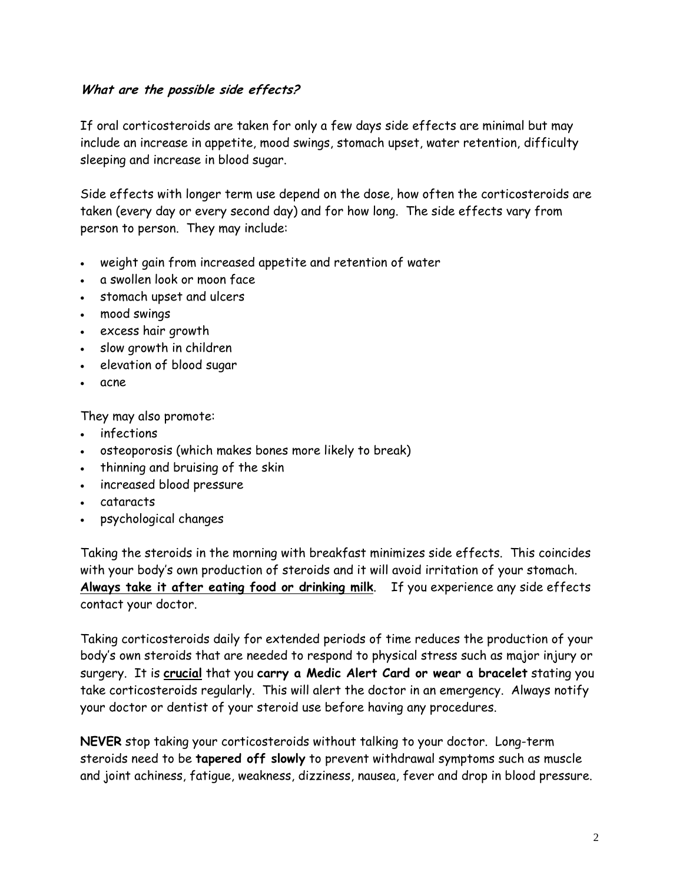### *What are the possible side effects?*

If oral corticosteroids are taken for only a few days side effects are minimal but may include an increase in appetite, mood swings, stomach upset, water retention, difficulty sleeping and increase in blood sugar.

Side effects with longer term use depend on the dose, how often the corticosteroids are taken (every day or every second day) and for how long. The side effects vary from person to person. They may include:

- weight gain from increased appetite and retention of water
- a swollen look or moon face
- stomach upset and ulcers
- mood swings
- excess hair growth
- slow growth in children
- elevation of blood sugar
- acne

They may also promote:

- infections
- osteoporosis (which makes bones more likely to break)
- thinning and bruising of the skin
- increased blood pressure
- cataracts
- psychological changes

Taking the steroids in the morning with breakfast minimizes side effects. This coincides with your body's own production of steroids and it will avoid irritation of your stomach. **Always take it after eating food or drinking milk**. If you experience any side effects contact your doctor.

Taking corticosteroids daily for extended periods of time reduces the production of your body's own steroids that are needed to respond to physical stress such as major injury or surgery. It is **crucial** that you **carry a Medic Alert Card or wear a bracelet** stating you take corticosteroids regularly. This will alert the doctor in an emergency. Always notify your doctor or dentist of your steroid use before having any procedures.

**NEVER** stop taking your corticosteroids without talking to your doctor. Long-term steroids need to be **tapered off slowly** to prevent withdrawal symptoms such as muscle and joint achiness, fatigue, weakness, dizziness, nausea, fever and drop in blood pressure.